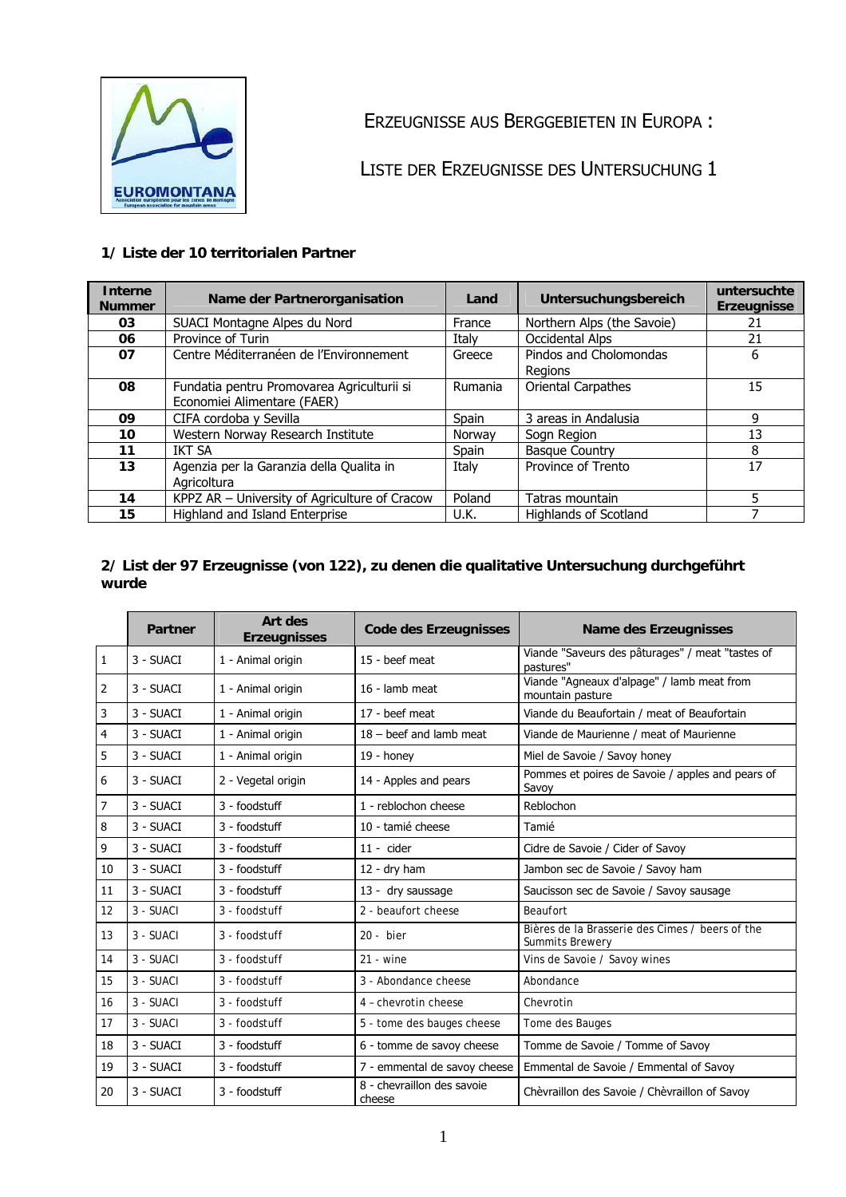# ERZEUGNISSE AUS BERGGEBIETEN IN EUROPA :

# LISTE DER ERZEUGNISSE DES UNTERSUCHUNG 1

## 1/ Liste der 10 territorialen Partner

| Interne Nummer | Name der Partnerorganisation | Land | Untersuchungsbereich | untersuchte Erzeugnisse |
|---|---|---|---|---|
| **03** | SUACI Montagne Alpes du Nord | France | Northern Alps (the Savoie) | 21 |
| **06** | Province of Turin | Italy | Occidental Alps | 21 |
| **07** | Centre Méditerranéen de l'Environnement | Greece | Pindos and Cholomondas Regions | 6 |
| **08** | Fundatia pentru Promovarea Agriculturii si Economiei Alimentare (FAER) | Rumania | Oriental Carpathes | 15 |
| **09** | CIFA cordoba y Sevilla | Spain | 3 areas in Andalusia | 9 |
| **10** | Western Norway Research Institute | Norway | Sogn Region | 13 |
| **11** | IKT SA | Spain | Basque Country | 8 |
| **13** | Agenzia per la Garanzia della Qualita in Agricoltura | Italy | Province of Trento | 17 |
| **14** | KPPZ AR – University of Agriculture of Cracow | Poland | Tatras mountain | 5 |
| **15** | Highland and Island Enterprise | U.K. | Highlands of Scotland | 7 |

## 2/ List der 97 Erzeugnisse (von 122), zu denen die qualitative Untersuchung durchgeführt wurde

| | Partner | Art des Erzeugnisses | Code des Erzeugnisses | Name des Erzeugnisses |
|---|---|---|---|---|
| 1 | 3 - SUACI | 1 - Animal origin | 15 - beef meat | Viande "Saveurs des pâturages" / meat "tastes of pastures" |
| 2 | 3 - SUACI | 1 - Animal origin | 16 - lamb meat | Viande "Agneaux d'alpage" / lamb meat from mountain pasture |
| 3 | 3 - SUACI | 1 - Animal origin | 17 - beef meat | Viande du Beaufortain / meat of Beaufortain |
| 4 | 3 - SUACI | 1 - Animal origin | 18 – beef and lamb meat | Viande de Maurienne / meat of Maurienne |
| 5 | 3 - SUACI | 1 - Animal origin | 19 - honey | Miel de Savoie / Savoy honey |
| 6 | 3 - SUACI | 2 - Vegetal origin | 14 - Apples and pears | Pommes et poires de Savoie / apples and pears of Savoy |
| 7 | 3 - SUACI | 3 - foodstuff | 1 - reblochon cheese | Reblochon |
| 8 | 3 - SUACI | 3 - foodstuff | 10 - tamié cheese | Tamié |
| 9 | 3 - SUACI | 3 - foodstuff | 11 - cider | Cidre de Savoie / Cider of Savoy |
| 10 | 3 - SUACI | 3 - foodstuff | 12 - dry ham | Jambon sec de Savoie / Savoy ham |
| 11 | 3 - SUACI | 3 - foodstuff | 13 - dry saussage | Saucisson sec de Savoie / Savoy sausage |
| 12 | 3 - SUACI | 3 - foodstuff | 2 - beaufort cheese | Beaufort |
| 13 | 3 - SUACI | 3 - foodstuff | 20 - bier | Bières de la Brasserie des Cimes / beers of the Summits Brewery |
| 14 | 3 - SUACI | 3 - foodstuff | 21 - wine | Vins de Savoie / Savoy wines |
| 15 | 3 - SUACI | 3 - foodstuff | 3 - Abondance cheese | Abondance |
| 16 | 3 - SUACI | 3 - foodstuff | 4 - chevrotin cheese | Chevrotin |
| 17 | 3 - SUACI | 3 - foodstuff | 5 - tome des bauges cheese | Tome des Bauges |
| 18 | 3 - SUACI | 3 - foodstuff | 6 - tomme de savoy cheese | Tomme de Savoie / Tomme of Savoy |
| 19 | 3 - SUACI | 3 - foodstuff | 7 - emmental de savoy cheese | Emmental de Savoie / Emmental of Savoy |
| 20 | 3 - SUACI | 3 - foodstuff | 8 - chevraillon des savoie cheese | Chèvraillon des Savoie / Chèvraillon of Savoy |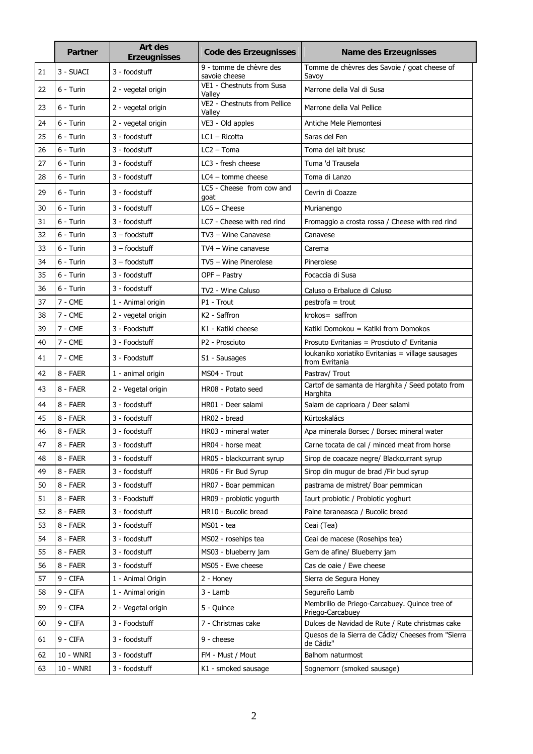| | Partner | Art des Erzeugnisses | Code des Erzeugnisses | Name des Erzeugnisses |
|---|---|---|---|---|
| 21 | 3 - SUACI | 3 - foodstuff | 9 - tomme de chèvre des savoie cheese | Tomme de chèvres des Savoie / goat cheese of Savoy |
| 22 | 6 - Turin | 2 - vegetal origin | VE1 - Chestnuts from Susa Valley | Marrone della Val di Susa |
| 23 | 6 - Turin | 2 - vegetal origin | VE2 - Chestnuts from Pellice Valley | Marrone della Val Pellice |
| 24 | 6 - Turin | 2 - vegetal origin | VE3 - Old apples | Antiche Mele Piemontesi |
| 25 | 6 - Turin | 3 - foodstuff | LC1 – Ricotta | Saras del Fen |
| 26 | 6 - Turin | 3 - foodstuff | LC2 – Toma | Toma del lait brusc |
| 27 | 6 - Turin | 3 - foodstuff | LC3 - fresh cheese | Tuma 'd Trausela |
| 28 | 6 - Turin | 3 - foodstuff | LC4 – tomme cheese | Toma di Lanzo |
| 29 | 6 - Turin | 3 - foodstuff | LC5 - Cheese from cow and goat | Cevrin di Coazze |
| 30 | 6 - Turin | 3 - foodstuff | LC6 – Cheese | Murianengo |
| 31 | 6 - Turin | 3 - foodstuff | LC7 - Cheese with red rind | Fromaggio a crosta rossa / Cheese with red rind |
| 32 | 6 - Turin | 3 – foodstuff | TV3 – Wine Canavese | Canavese |
| 33 | 6 - Turin | 3 – foodstuff | TV4 – Wine canavese | Carema |
| 34 | 6 - Turin | 3 – foodstuff | TV5 – Wine Pinerolese | Pinerolese |
| 35 | 6 - Turin | 3 - foodstuff | OPF – Pastry | Focaccia di Susa |
| 36 | 6 - Turin | 3 - foodstuff | TV2 - Wine Caluso | Caluso o Erbaluce di Caluso |
| 37 | 7 - CME | 1 - Animal origin | P1 - Trout | pestrofa = trout |
| 38 | 7 - CME | 2 - vegetal origin | K2 - Saffron | krokos= saffron |
| 39 | 7 - CME | 3 - Foodstuff | K1 - Katiki cheese | Katiki Domokou = Katiki from Domokos |
| 40 | 7 - CME | 3 - Foodstuff | P2 - Prosciuto | Prosuto Evritanias = Prosciuto d' Evritania |
| 41 | 7 - CME | 3 - Foodstuff | S1 - Sausages | loukaniko xoriatiko Evritanias = village sausages from Evritania |
| 42 | 8 - FAER | 1 - animal origin | MS04 - Trout | Pastrav/ Trout |
| 43 | 8 - FAER | 2 - Vegetal origin | HR08 - Potato seed | Cartof de samanta de Harghita / Seed potato from Harghita |
| 44 | 8 - FAER | 3 - foodstuff | HR01 - Deer salami | Salam de caprioara / Deer salami |
| 45 | 8 - FAER | 3 - foodstuff | HR02 - bread | Kürtoskalács |
| 46 | 8 - FAER | 3 - foodstuff | HR03 - mineral water | Apa minerala Borsec / Borsec mineral water |
| 47 | 8 - FAER | 3 - foodstuff | HR04 - horse meat | Carne tocata de cal / minced meat from horse |
| 48 | 8 - FAER | 3 - foodstuff | HR05 - blackcurrant syrup | Sirop de coacaze negre/ Blackcurrant syrup |
| 49 | 8 - FAER | 3 - foodstuff | HR06 - Fir Bud Syrup | Sirop din mugur de brad /Fir bud syrup |
| 50 | 8 - FAER | 3 - foodstuff | HR07 - Boar pemmican | pastrama de mistret/ Boar pemmican |
| 51 | 8 - FAER | 3 - Foodstuff | HR09 - probiotic yogurth | Iaurt probiotic / Probiotic yoghurt |
| 52 | 8 - FAER | 3 - foodstuff | HR10 - Bucolic bread | Paine taraneasca / Bucolic bread |
| 53 | 8 - FAER | 3 - foodstuff | MS01 - tea | Ceai (Tea) |
| 54 | 8 - FAER | 3 - foodstuff | MS02 - rosehips tea | Ceai de macese (Rosehips tea) |
| 55 | 8 - FAER | 3 - foodstuff | MS03 - blueberry jam | Gem de afine/ Blueberry jam |
| 56 | 8 - FAER | 3 - foodstuff | MS05 - Ewe cheese | Cas de oaie / Ewe cheese |
| 57 | 9 - CIFA | 1 - Animal Origin | 2 - Honey | Sierra de Segura Honey |
| 58 | 9 - CIFA | 1 - Animal origin | 3 - Lamb | Segureño Lamb |
| 59 | 9 - CIFA | 2 - Vegetal origin | 5 - Quince | Membrillo de Priego-Carcabuey. Quince tree of Priego-Carcabuey |
| 60 | 9 - CIFA | 3 - Foodstuff | 7 - Christmas cake | Dulces de Navidad de Rute / Rute christmas cake |
| 61 | 9 - CIFA | 3 - foodstuff | 9 - cheese | Quesos de la Sierra de Cádiz/ Cheeses from "Sierra de Cádiz" |
| 62 | 10 - WNRI | 3 - foodstuff | FM - Must / Mout | Balhom naturmost |
| 63 | 10 - WNRI | 3 - foodstuff | K1 - smoked sausage | Sognemorr (smoked sausage) |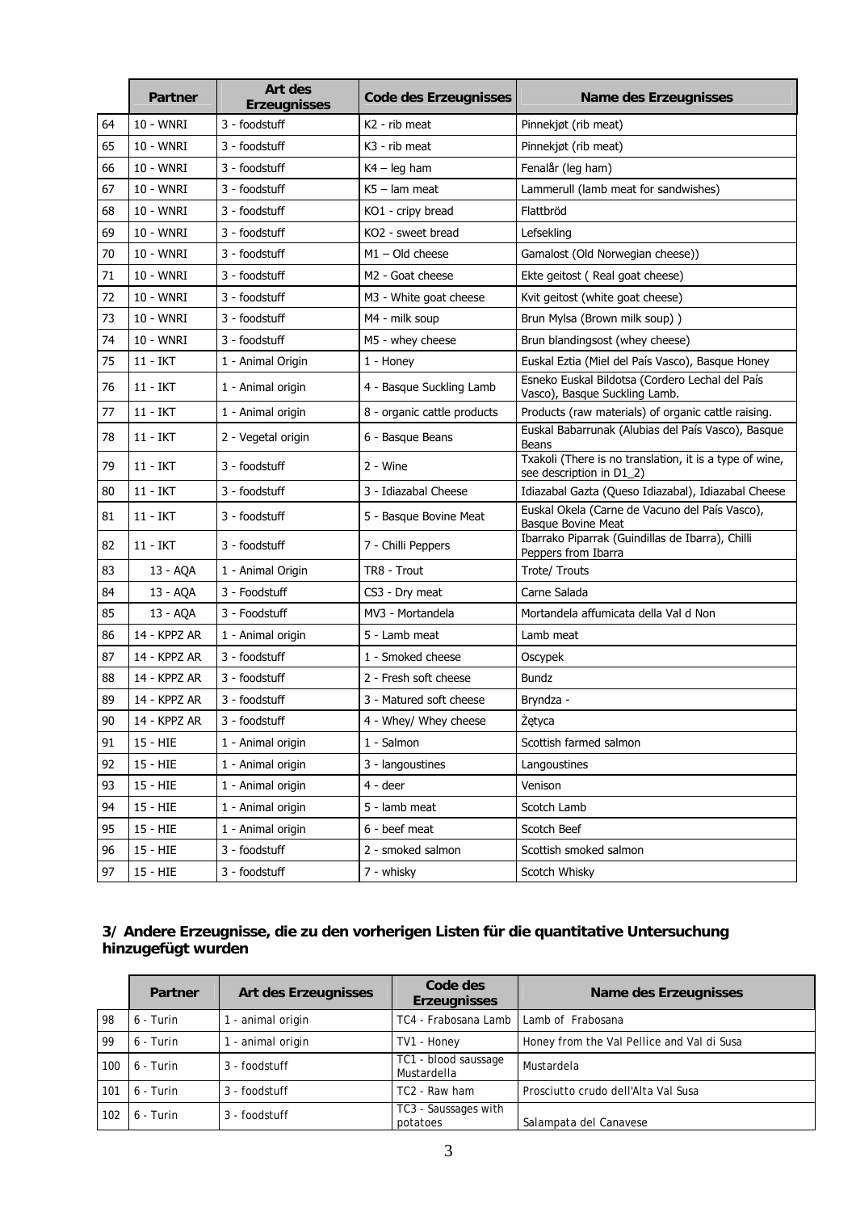| | Partner | Art des Erzeugnisses | Code des Erzeugnisses | Name des Erzeugnisses |
|---|---|---|---|---|
| 64 | 10 - WNRI | 3 - foodstuff | K2 - rib meat | Pinnekjøt (rib meat) |
| 65 | 10 - WNRI | 3 - foodstuff | K3 - rib meat | Pinnekjøt (rib meat) |
| 66 | 10 - WNRI | 3 - foodstuff | K4 – leg ham | Fenalår (leg ham) |
| 67 | 10 - WNRI | 3 - foodstuff | K5 – lam meat | Lammerull (lamb meat for sandwishes) |
| 68 | 10 - WNRI | 3 - foodstuff | KO1 - cripy bread | Flattbröd |
| 69 | 10 - WNRI | 3 - foodstuff | KO2 - sweet bread | Lefsekling |
| 70 | 10 - WNRI | 3 - foodstuff | M1 – Old cheese | Gamalost (Old Norwegian cheese)) |
| 71 | 10 - WNRI | 3 - foodstuff | M2 - Goat cheese | Ekte geitost ( Real goat cheese) |
| 72 | 10 - WNRI | 3 - foodstuff | M3 - White goat cheese | Kvit geitost (white goat cheese) |
| 73 | 10 - WNRI | 3 - foodstuff | M4 - milk soup | Brun Mylsa (Brown milk soup) ) |
| 74 | 10 - WNRI | 3 - foodstuff | M5 - whey cheese | Brun blandingsost (whey cheese) |
| 75 | 11 - IKT | 1 - Animal Origin | 1 - Honey | Euskal Eztia (Miel del País Vasco), Basque Honey |
| 76 | 11 - IKT | 1 - Animal origin | 4 - Basque Suckling Lamb | Esneko Euskal Bildotsa (Cordero Lechal del País Vasco), Basque Suckling Lamb. |
| 77 | 11 - IKT | 1 - Animal origin | 8 - organic cattle products | Products (raw materials) of organic cattle raising. |
| 78 | 11 - IKT | 2 - Vegetal origin | 6 - Basque Beans | Euskal Babarrunak (Alubias del País Vasco), Basque Beans |
| 79 | 11 - IKT | 3 - foodstuff | 2 - Wine | Txakoli (There is no translation, it is a type of wine, see description in D1_2) |
| 80 | 11 - IKT | 3 - foodstuff | 3 - Idiazabal Cheese | Idiazabal Gazta (Queso Idiazabal), Idiazabal Cheese |
| 81 | 11 - IKT | 3 - foodstuff | 5 - Basque Bovine Meat | Euskal Okela (Carne de Vacuno del País Vasco), Basque Bovine Meat |
| 82 | 11 - IKT | 3 - foodstuff | 7 - Chilli Peppers | Ibarrako Piparrak (Guindillas de Ibarra), Chilli Peppers from Ibarra |
| 83 | 13 - AQA | 1 - Animal Origin | TR8 - Trout | Trote/ Trouts |
| 84 | 13 - AQA | 3 - Foodstuff | CS3 - Dry meat | Carne Salada |
| 85 | 13 - AQA | 3 - Foodstuff | MV3 - Mortandela | Mortandela affumicata della Val d Non |
| 86 | 14 - KPPZ AR | 1 - Animal origin | 5 - Lamb meat | Lamb meat |
| 87 | 14 - KPPZ AR | 3 - foodstuff | 1 - Smoked cheese | Oscypek |
| 88 | 14 - KPPZ AR | 3 - foodstuff | 2 - Fresh soft cheese | Bundz |
| 89 | 14 - KPPZ AR | 3 - foodstuff | 3 - Matured soft cheese | Bryndza - |
| 90 | 14 - KPPZ AR | 3 - foodstuff | 4 - Whey/ Whey cheese | Żętyca |
| 91 | 15 - HIE | 1 - Animal origin | 1 - Salmon | Scottish farmed salmon |
| 92 | 15 - HIE | 1 - Animal origin | 3 - langoustines | Langoustines |
| 93 | 15 - HIE | 1 - Animal origin | 4 - deer | Venison |
| 94 | 15 - HIE | 1 - Animal origin | 5 - lamb meat | Scotch Lamb |
| 95 | 15 - HIE | 1 - Animal origin | 6 - beef meat | Scotch Beef |
| 96 | 15 - HIE | 3 - foodstuff | 2 - smoked salmon | Scottish smoked salmon |
| 97 | 15 - HIE | 3 - foodstuff | 7 - whisky | Scotch Whisky |

### 3/ Andere Erzeugnisse, die zu den vorherigen Listen für die quantitative Untersuchung hinzugefügt wurden

| | Partner | Art des Erzeugnisses | Code des Erzeugnisses | Name des Erzeugnisses |
|---|---|---|---|---|
| 98 | 6 - Turin | 1 - animal origin | TC4 - Frabosana Lamb | Lamb of Frabosana |
| 99 | 6 - Turin | 1 - animal origin | TV1 - Honey | Honey from the Val Pellice and Val di Susa |
| 100 | 6 - Turin | 3 - foodstuff | TC1 - blood saussage Mustardella | Mustardela |
| 101 | 6 - Turin | 3 - foodstuff | TC2 - Raw ham | Prosciutto crudo dell'Alta Val Susa |
| 102 | 6 - Turin | 3 - foodstuff | TC3 - Saussages with potatoes | Salampata del Canavese |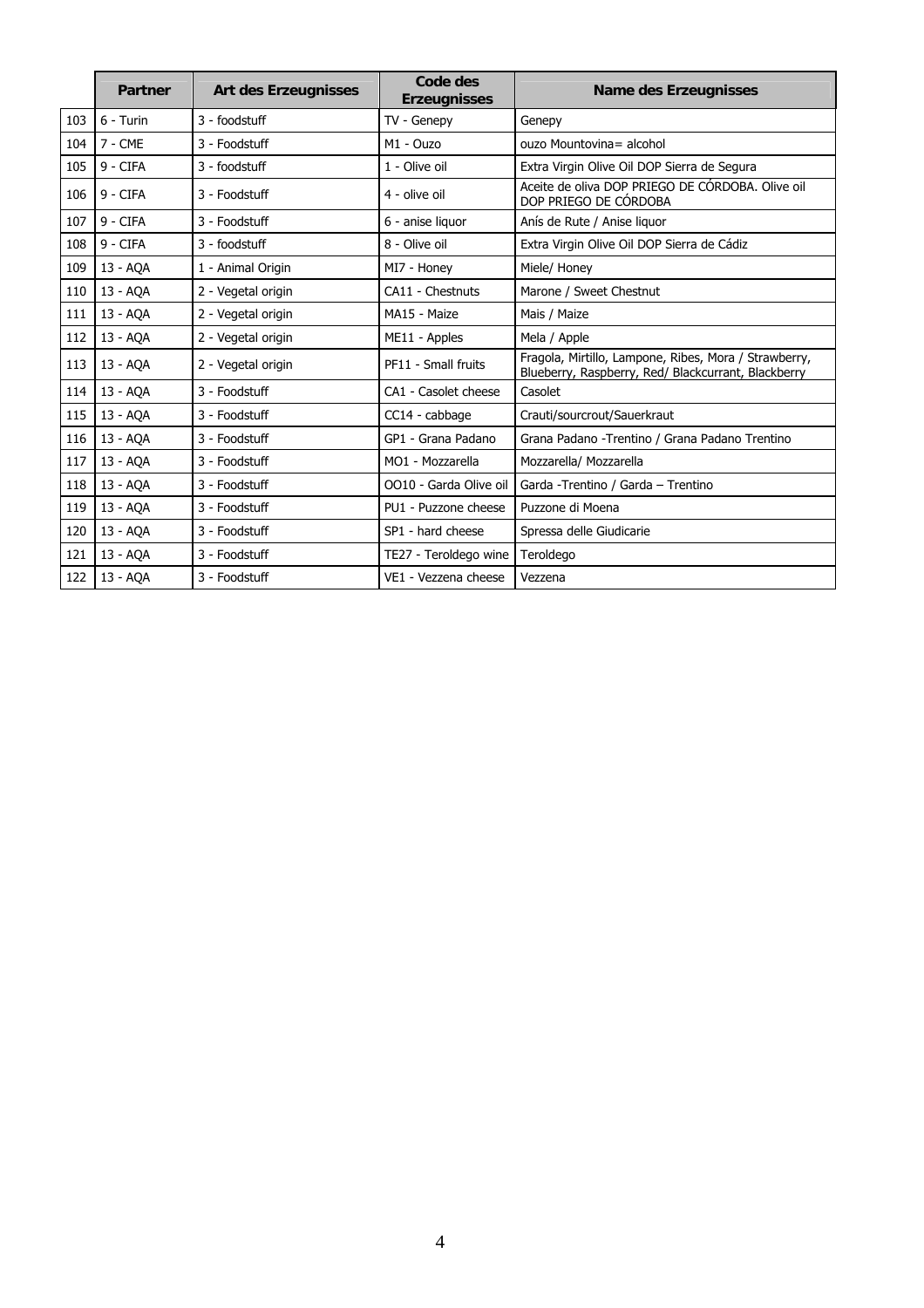| | Partner | Art des Erzeugnisses | Code des Erzeugnisses | Name des Erzeugnisses |
|---|---|---|---|---|
| 103 | 6 - Turin | 3 - foodstuff | TV - Genepy | Genepy |
| 104 | 7 - CME | 3 - Foodstuff | M1 - Ouzo | ouzo Mountovina= alcohol |
| 105 | 9 - CIFA | 3 - foodstuff | 1 - Olive oil | Extra Virgin Olive Oil DOP Sierra de Segura |
| 106 | 9 - CIFA | 3 - Foodstuff | 4 - olive oil | Aceite de oliva DOP PRIEGO DE CÓRDOBA. Olive oil DOP PRIEGO DE CÓRDOBA |
| 107 | 9 - CIFA | 3 - Foodstuff | 6 - anise liquor | Anís de Rute / Anise liquor |
| 108 | 9 - CIFA | 3 - foodstuff | 8 - Olive oil | Extra Virgin Olive Oil DOP Sierra de Cádiz |
| 109 | 13 - AQA | 1 - Animal Origin | MI7 - Honey | Miele/ Honey |
| 110 | 13 - AQA | 2 - Vegetal origin | CA11 - Chestnuts | Marone / Sweet Chestnut |
| 111 | 13 - AQA | 2 - Vegetal origin | MA15 - Maize | Mais / Maize |
| 112 | 13 - AQA | 2 - Vegetal origin | ME11 - Apples | Mela / Apple |
| 113 | 13 - AQA | 2 - Vegetal origin | PF11 - Small fruits | Fragola, Mirtillo, Lampone, Ribes, Mora / Strawberry, Blueberry, Raspberry, Red/ Blackcurrant, Blackberry |
| 114 | 13 - AQA | 3 - Foodstuff | CA1 - Casolet cheese | Casolet |
| 115 | 13 - AQA | 3 - Foodstuff | CC14 - cabbage | Crauti/sourcrout/Sauerkraut |
| 116 | 13 - AQA | 3 - Foodstuff | GP1 - Grana Padano | Grana Padano -Trentino / Grana Padano Trentino |
| 117 | 13 - AQA | 3 - Foodstuff | MO1 - Mozzarella | Mozzarella/ Mozzarella |
| 118 | 13 - AQA | 3 - Foodstuff | OO10 - Garda Olive oil | Garda -Trentino / Garda – Trentino |
| 119 | 13 - AQA | 3 - Foodstuff | PU1 - Puzzone cheese | Puzzone di Moena |
| 120 | 13 - AQA | 3 - Foodstuff | SP1 - hard cheese | Spressa delle Giudicarie |
| 121 | 13 - AQA | 3 - Foodstuff | TE27 - Teroldego wine | Teroldego |
| 122 | 13 - AQA | 3 - Foodstuff | VE1 - Vezzena cheese | Vezzena |